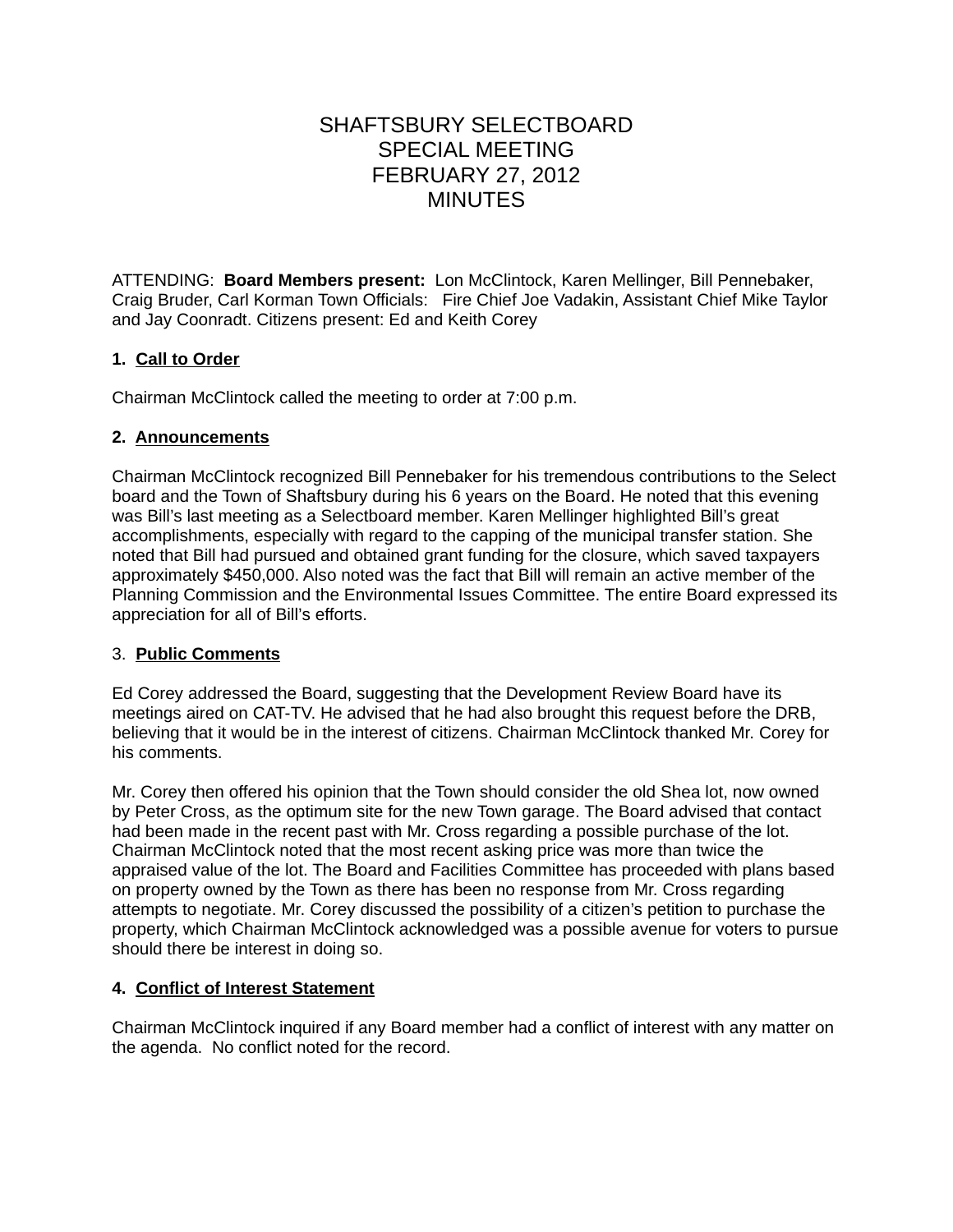# SHAFTSBURY SELECTBOARD
# SPECIAL MEETING
# FEBRUARY 27, 2012
# MINUTES

ATTENDING: **Board Members present:** Lon McClintock, Karen Mellinger, Bill Pennebaker, Craig Bruder, Carl Korman Town Officials: Fire Chief Joe Vadakin, Assistant Chief Mike Taylor and Jay Coonradt. Citizens present: Ed and Keith Corey

## 1. <u>Call to Order</u>

Chairman McClintock called the meeting to order at 7:00 p.m.

## 2. <u>Announcements</u>

Chairman McClintock recognized Bill Pennebaker for his tremendous contributions to the Select board and the Town of Shaftsbury during his 6 years on the Board. He noted that this evening was Bill's last meeting as a Selectboard member. Karen Mellinger highlighted Bill's great accomplishments, especially with regard to the capping of the municipal transfer station. She noted that Bill had pursued and obtained grant funding for the closure, which saved taxpayers approximately $450,000. Also noted was the fact that Bill will remain an active member of the Planning Commission and the Environmental Issues Committee. The entire Board expressed its appreciation for all of Bill's efforts.

## 3. <u>Public Comments</u>

Ed Corey addressed the Board, suggesting that the Development Review Board have its meetings aired on CAT-TV. He advised that he had also brought this request before the DRB, believing that it would be in the interest of citizens. Chairman McClintock thanked Mr. Corey for his comments.

Mr. Corey then offered his opinion that the Town should consider the old Shea lot, now owned by Peter Cross, as the optimum site for the new Town garage. The Board advised that contact had been made in the recent past with Mr. Cross regarding a possible purchase of the lot. Chairman McClintock noted that the most recent asking price was more than twice the appraised value of the lot. The Board and Facilities Committee has proceeded with plans based on property owned by the Town as there has been no response from Mr. Cross regarding attempts to negotiate. Mr. Corey discussed the possibility of a citizen's petition to purchase the property, which Chairman McClintock acknowledged was a possible avenue for voters to pursue should there be interest in doing so.

## 4. <u>Conflict of Interest Statement</u>

Chairman McClintock inquired if any Board member had a conflict of interest with any matter on the agenda. No conflict noted for the record.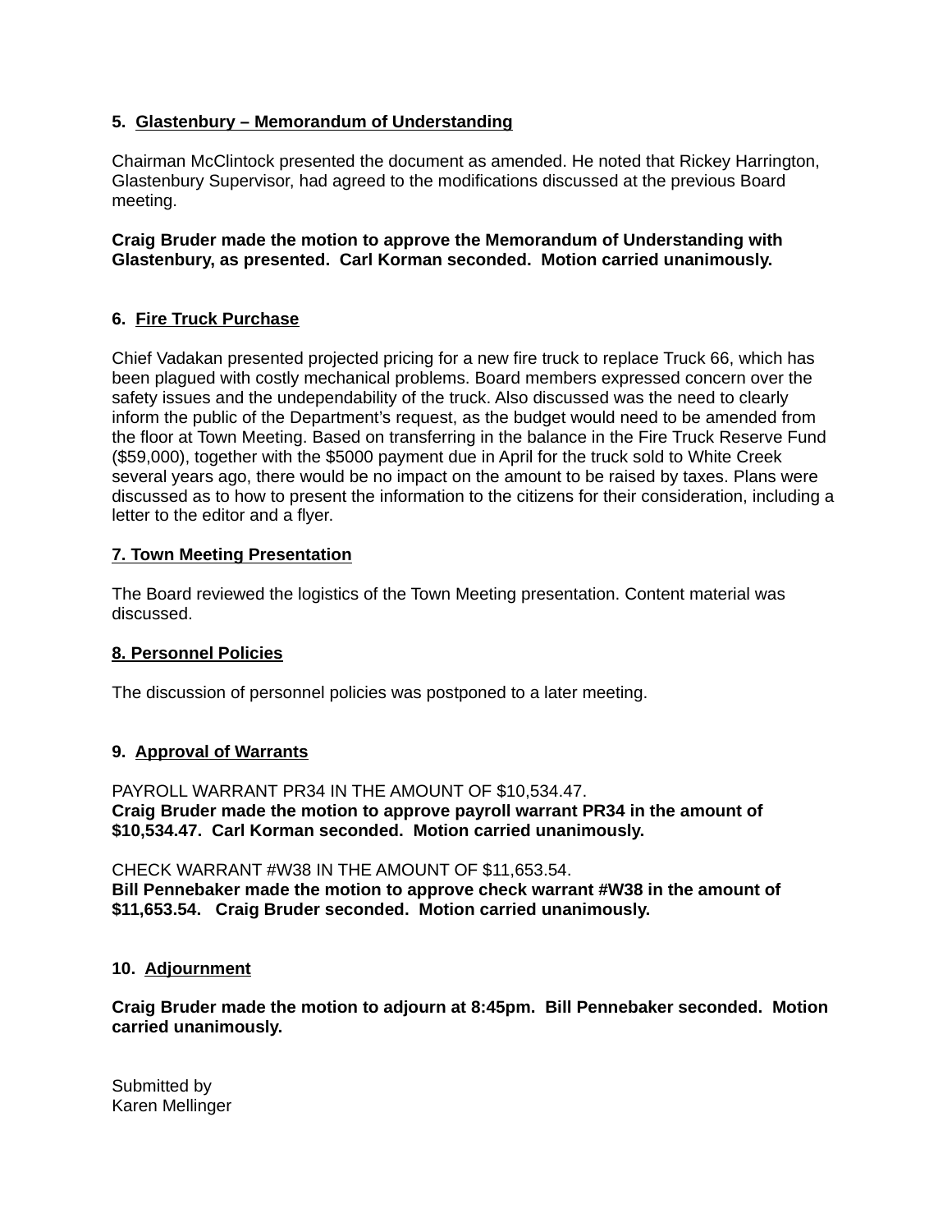5. **Glastenbury – Memorandum of Understanding**

Chairman McClintock presented the document as amended. He noted that Rickey Harrington, Glastenbury Supervisor, had agreed to the modifications discussed at the previous Board meeting.

**Craig Bruder made the motion to approve the Memorandum of Understanding with Glastenbury, as presented. Carl Korman seconded. Motion carried unanimously.**

6. **Fire Truck Purchase**

Chief Vadakan presented projected pricing for a new fire truck to replace Truck 66, which has been plagued with costly mechanical problems. Board members expressed concern over the safety issues and the undependability of the truck. Also discussed was the need to clearly inform the public of the Department's request, as the budget would need to be amended from the floor at Town Meeting. Based on transferring in the balance in the Fire Truck Reserve Fund ($59,000), together with the $5000 payment due in April for the truck sold to White Creek several years ago, there would be no impact on the amount to be raised by taxes. Plans were discussed as to how to present the information to the citizens for their consideration, including a letter to the editor and a flyer.

**7. Town Meeting Presentation**

The Board reviewed the logistics of the Town Meeting presentation. Content material was discussed.

**8. Personnel Policies**

The discussion of personnel policies was postponed to a later meeting.

9. **Approval of Warrants**

PAYROLL WARRANT PR34 IN THE AMOUNT OF $10,534.47.
**Craig Bruder made the motion to approve payroll warrant PR34 in the amount of $10,534.47. Carl Korman seconded. Motion carried unanimously.**

CHECK WARRANT #W38 IN THE AMOUNT OF $11,653.54.
**Bill Pennebaker made the motion to approve check warrant #W38 in the amount of $11,653.54. Craig Bruder seconded. Motion carried unanimously.**

10. **Adjournment**

**Craig Bruder made the motion to adjourn at 8:45pm. Bill Pennebaker seconded. Motion carried unanimously.**

Submitted by
Karen Mellinger